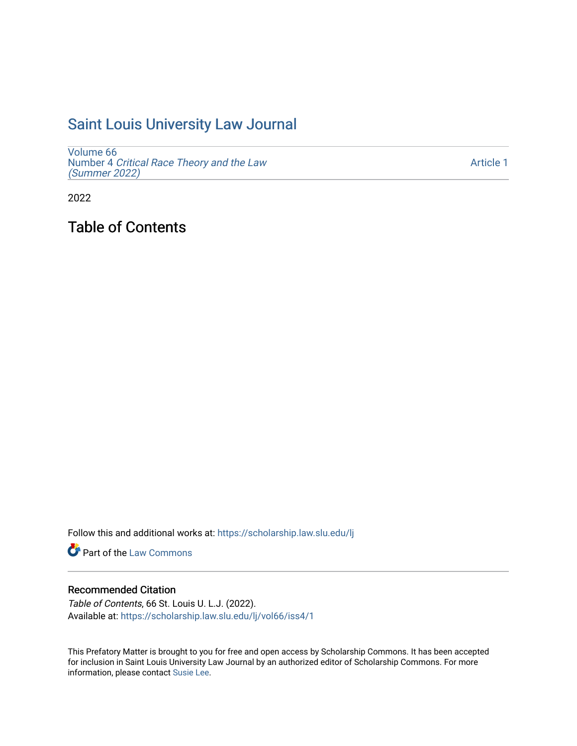# Saint Louis University Law Journal

Volume 66
Number 4 *Critical Race Theory and the Law (Summer 2022)*

Article 1

2022

## Table of Contents

Follow this and additional works at: https://scholarship.law.slu.edu/lj

Part of the Law Commons

### Recommended Citation

*Table of Contents*, 66 St. Louis U. L.J. (2022).
Available at: https://scholarship.law.slu.edu/lj/vol66/iss4/1

This Prefatory Matter is brought to you for free and open access by Scholarship Commons. It has been accepted for inclusion in Saint Louis University Law Journal by an authorized editor of Scholarship Commons. For more information, please contact Susie Lee.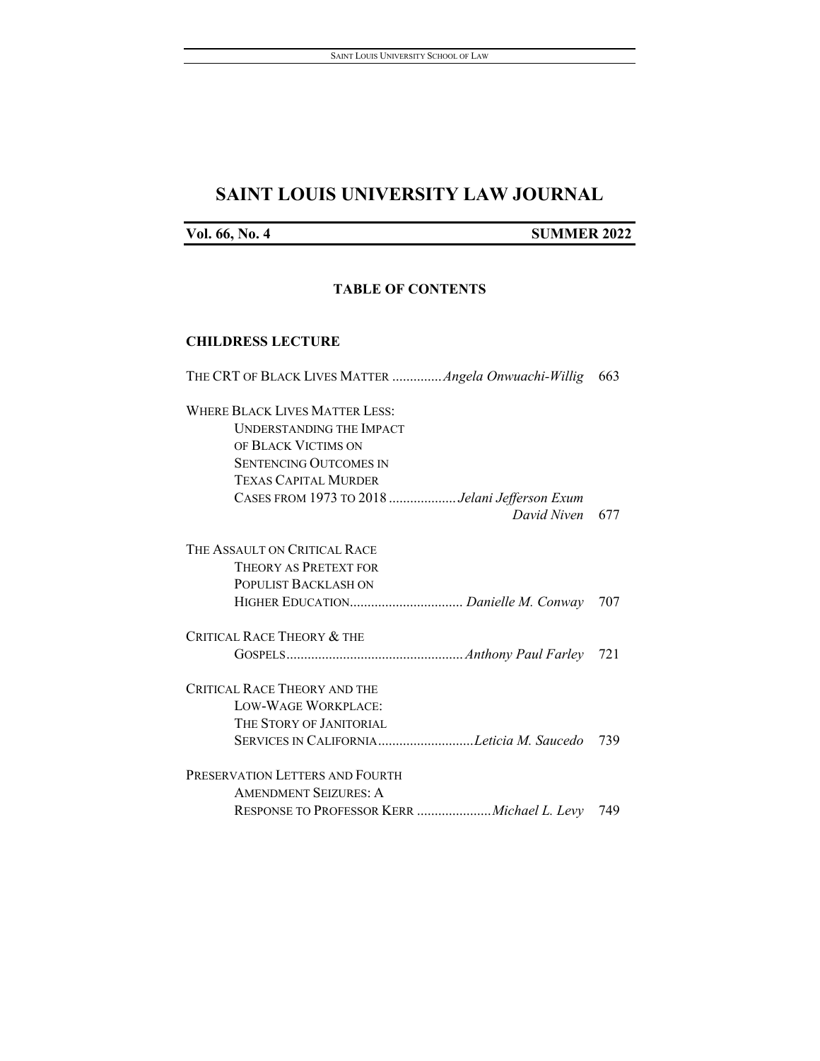# SAINT LOUIS UNIVERSITY LAW JOURNAL

**Vol. 66, No. 4** **SUMMER 2022**

## TABLE OF CONTENTS

### CHILDRESS LECTURE

THE CRT OF BLACK LIVES MATTER .............. *Angela Onwuachi-Willig* 663

WHERE BLACK LIVES MATTER LESS: UNDERSTANDING THE IMPACT OF BLACK VICTIMS ON SENTENCING OUTCOMES IN TEXAS CAPITAL MURDER CASES FROM 1973 TO 2018 ................... *Jelani Jefferson Exum* *David Niven* 677

THE ASSAULT ON CRITICAL RACE THEORY AS PRETEXT FOR POPULIST BACKLASH ON HIGHER EDUCATION................................ *Danielle M. Conway* 707

CRITICAL RACE THEORY & THE GOSPELS.................................................. *Anthony Paul Farley* 721

CRITICAL RACE THEORY AND THE LOW-WAGE WORKPLACE: THE STORY OF JANITORIAL SERVICES IN CALIFORNIA........................... *Leticia M. Saucedo* 739

PRESERVATION LETTERS AND FOURTH AMENDMENT SEIZURES: A RESPONSE TO PROFESSOR KERR ..................... *Michael L. Levy* 749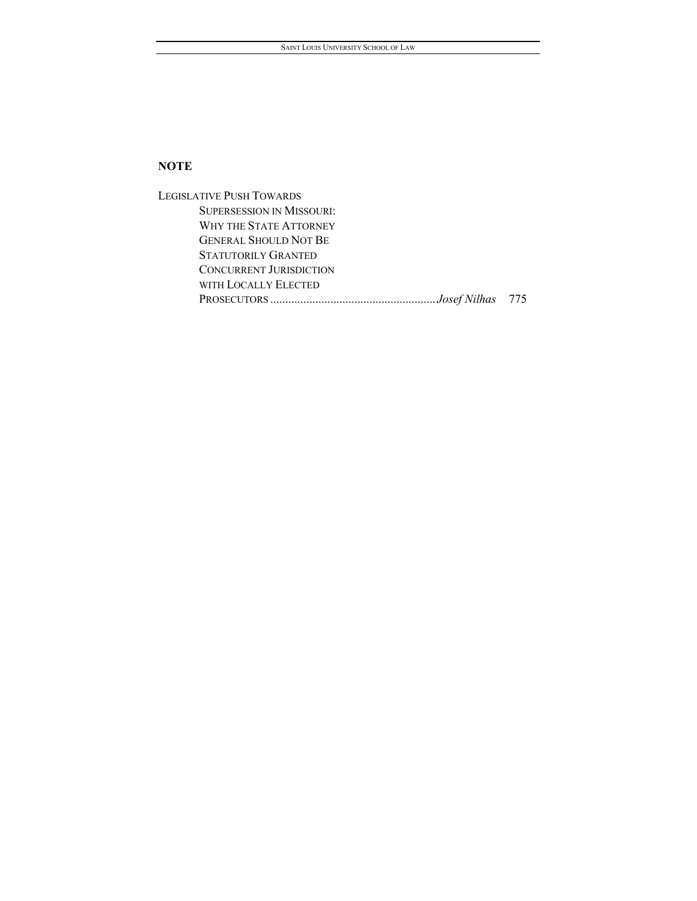**NOTE**

LEGISLATIVE PUSH TOWARDS SUPERSESSION IN MISSOURI: WHY THE STATE ATTORNEY GENERAL SHOULD NOT BE STATUTORILY GRANTED CONCURRENT JURISDICTION WITH LOCALLY ELECTED PROSECUTORS ........................................................ *Josef Nilhas* 775